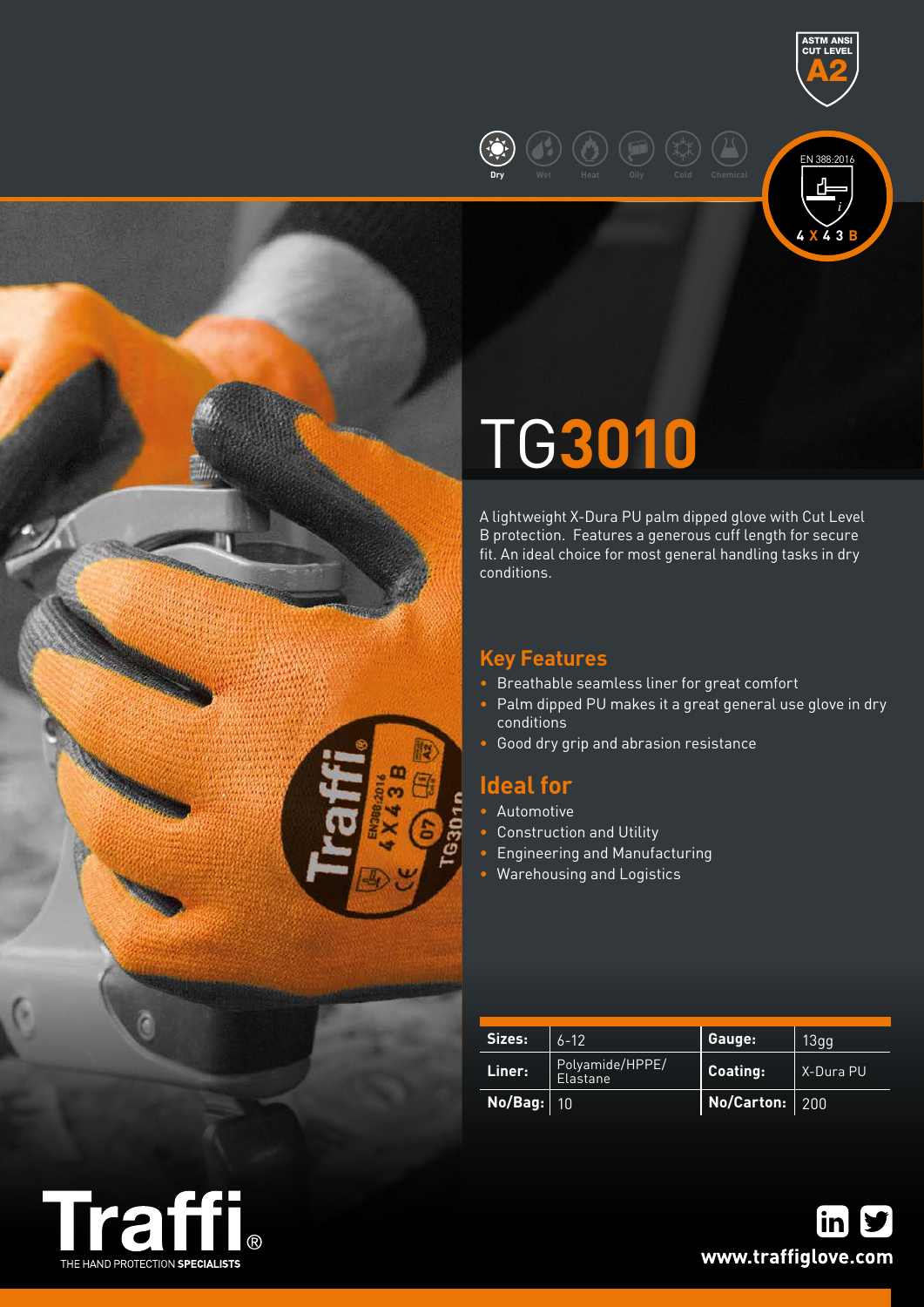ASTM ANSI CUT LEVEL **A2**

Dry | Wet | Heat | Oily | Cold | Chemical

EN 388:2016
4 X 4 3 B

# TG3010

A lightweight X-Dura PU palm dipped glove with Cut Level B protection. Features a generous cuff length for secure fit. An ideal choice for most general handling tasks in dry conditions.

## Key Features

- Breathable seamless liner for great comfort
- Palm dipped PU makes it a great general use glove in dry conditions
- Good dry grip and abrasion resistance

## Ideal for

- Automotive
- Construction and Utility
- Engineering and Manufacturing
- Warehousing and Logistics

| | | | |
|---|---|---|---|
| **Sizes:** | 6-12 | **Gauge:** | 13gg |
| **Liner:** | Polyamide/HPPE/ Elastane | **Coating:** | X-Dura PU |
| **No/Bag:** | 10 | **No/Carton:** | 200 |

Traffi® THE HAND PROTECTION **SPECIALISTS**

**www.traffiglove.com**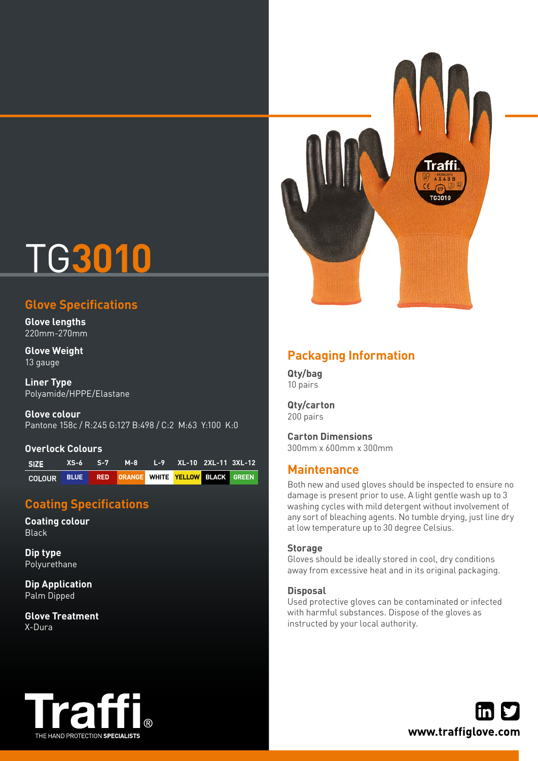# TG3010

## Glove Specifications

**Glove lengths**
220mm-270mm

**Glove Weight**
13 gauge

**Liner Type**
Polyamide/HPPE/Elastane

**Glove colour**
Pantone 158c / R:245 G:127 B:498 / C:2 M:63 Y:100 K:0

**Overlock Colours**

| SIZE | XS-6 | S-7 | M-8 | L-9 | XL-10 | 2XL-11 | 3XL-12 |
|---|---|---|---|---|---|---|---|
| COLOUR | BLUE | RED | ORANGE | WHITE | YELLOW | BLACK | GREEN |

## Coating Specifications

**Coating colour**
Black

**Dip type**
Polyurethane

**Dip Application**
Palm Dipped

**Glove Treatment**
X-Dura

## Packaging Information

**Qty/bag**
10 pairs

**Qty/carton**
200 pairs

**Carton Dimensions**
300mm x 600mm x 300mm

## Maintenance

Both new and used gloves should be inspected to ensure no damage is present prior to use. A light gentle wash up to 3 washing cycles with mild detergent without involvement of any sort of bleaching agents. No tumble drying, just line dry at low temperature up to 30 degree Celsius.

**Storage**
Gloves should be ideally stored in cool, dry conditions away from excessive heat and in its original packaging.

**Disposal**
Used protective gloves can be contaminated or infected with harmful substances. Dispose of the gloves as instructed by your local authority.

Traffi® THE HAND PROTECTION SPECIALISTS

www.traffiglove.com